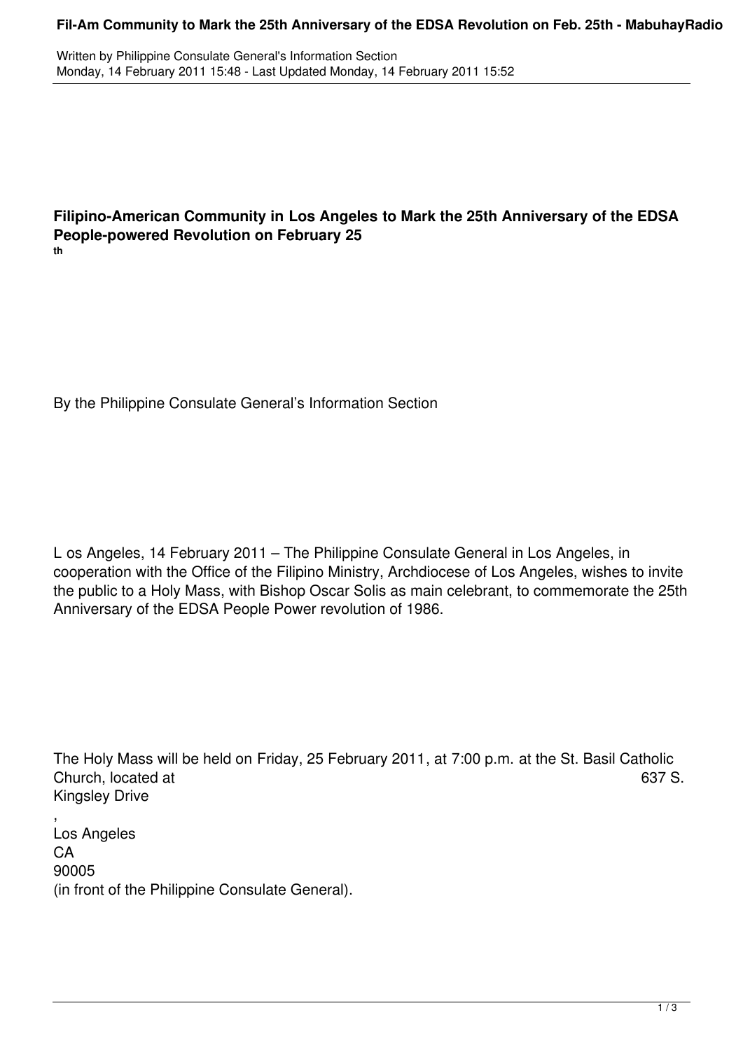# Filipino-American Community in Los Angeles to Mark the 25th Anniversary of the EDSA People-powered Revolution on February 25th

By the Philippine Consulate General's Information Section

Los Angeles, 14 February 2011 – The Philippine Consulate General in Los Angeles, in cooperation with the Office of the Filipino Ministry, Archdiocese of Los Angeles, wishes to invite the public to a Holy Mass, with Bishop Oscar Solis as main celebrant, to commemorate the 25th Anniversary of the EDSA People Power revolution of 1986.

The Holy Mass will be held on Friday, 25 February 2011, at 7:00 p.m. at the St. Basil Catholic Church, located at 637 S. Kingsley Drive, Los Angeles CA 90005 (in front of the Philippine Consulate General).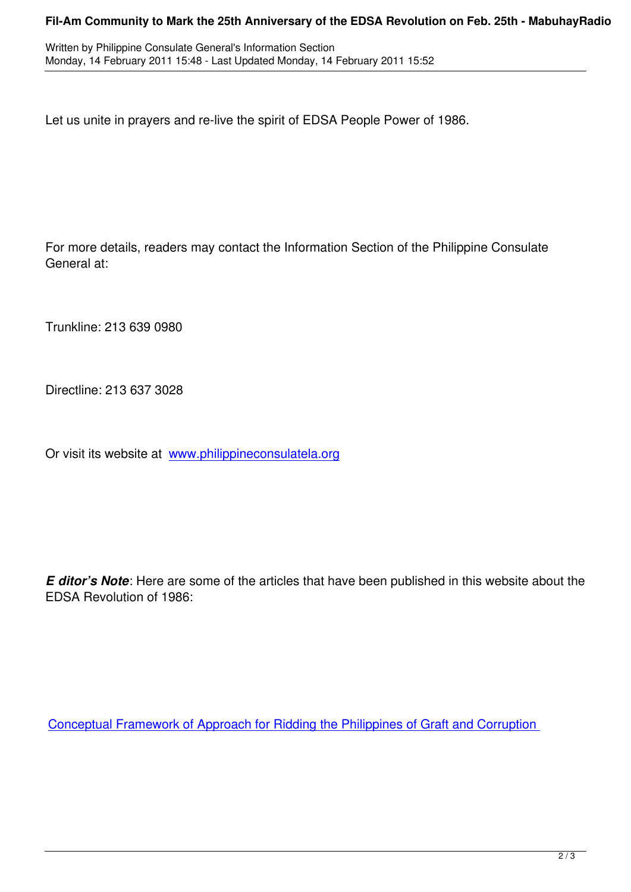Let us unite in prayers and re-live the spirit of EDSA People Power of 1986.

For more details, readers may contact the Information Section of the Philippine Consulate General at:

Trunkline: 213 639 0980

Directline: 213 637 3028

Or visit its website at [www.philippineconsulatela.org](http://www.philippineconsulatela.org)

***E ditor's Note***: Here are some of the articles that have been published in this website about the EDSA Revolution of 1986:

[Conceptual Framework of Approach for Ridding the Philippines of Graft and Corruption](#)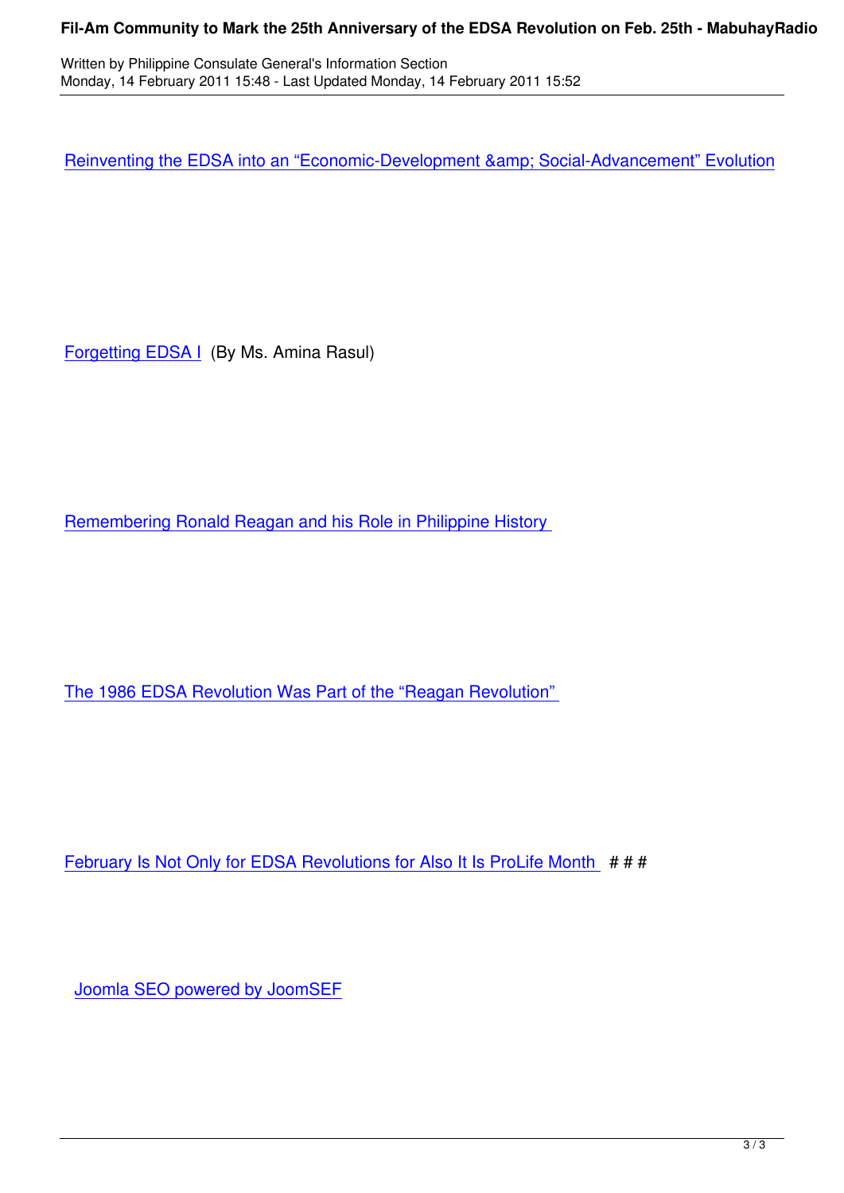Reinventing the EDSA into an “Economic-Development &amp; Social-Advancement” Evolution

Forgetting EDSA I (By Ms. Amina Rasul)

Remembering Ronald Reagan and his Role in Philippine History

The 1986 EDSA Revolution Was Part of the “Reagan Revolution”

February Is Not Only for EDSA Revolutions for Also It Is ProLife Month # # #

Joomla SEO powered by JoomSEF